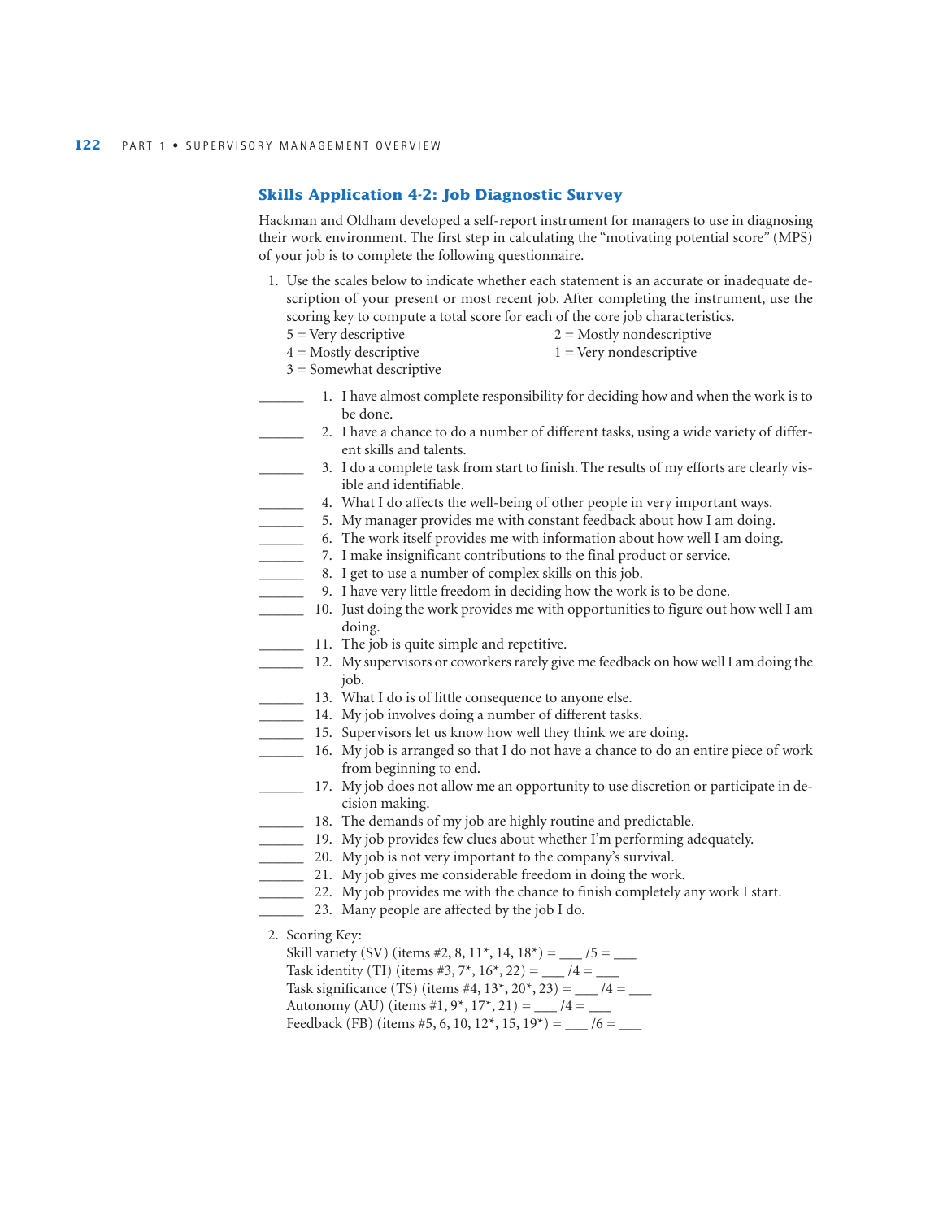## Skills Application 4-2: Job Diagnostic Survey

Hackman and Oldham developed a self-report instrument for managers to use in diagnosing their work environment. The first step in calculating the "motivating potential score" (MPS) of your job is to complete the following questionnaire.

1. Use the scales below to indicate whether each statement is an accurate or inadequate description of your present or most recent job. After completing the instrument, use the scoring key to compute a total score for each of the core job characteristics.

   5 = Very descriptive
   4 = Mostly descriptive
   3 = Somewhat descriptive
   2 = Mostly nondescriptive
   1 = Very nondescriptive

______ 1. I have almost complete responsibility for deciding how and when the work is to be done.

______ 2. I have a chance to do a number of different tasks, using a wide variety of different skills and talents.

______ 3. I do a complete task from start to finish. The results of my efforts are clearly visible and identifiable.

______ 4. What I do affects the well-being of other people in very important ways.

______ 5. My manager provides me with constant feedback about how I am doing.

______ 6. The work itself provides me with information about how well I am doing.

______ 7. I make insignificant contributions to the final product or service.

______ 8. I get to use a number of complex skills on this job.

______ 9. I have very little freedom in deciding how the work is to be done.

______ 10. Just doing the work provides me with opportunities to figure out how well I am doing.

______ 11. The job is quite simple and repetitive.

______ 12. My supervisors or coworkers rarely give me feedback on how well I am doing the job.

______ 13. What I do is of little consequence to anyone else.

______ 14. My job involves doing a number of different tasks.

______ 15. Supervisors let us know how well they think we are doing.

______ 16. My job is arranged so that I do not have a chance to do an entire piece of work from beginning to end.

______ 17. My job does not allow me an opportunity to use discretion or participate in decision making.

______ 18. The demands of my job are highly routine and predictable.

______ 19. My job provides few clues about whether I'm performing adequately.

______ 20. My job is not very important to the company's survival.

______ 21. My job gives me considerable freedom in doing the work.

______ 22. My job provides me with the chance to finish completely any work I start.

______ 23. Many people are affected by the job I do.

2. Scoring Key:

   Skill variety (SV) (items #2, 8, 11*, 14, 18*) = ___ /5 = ___
   Task identity (TI) (items #3, 7*, 16*, 22) = ___ /4 = ___
   Task significance (TS) (items #4, 13*, 20*, 23) = ___ /4 = ___
   Autonomy (AU) (items #1, 9*, 17*, 21) = ___ /4 = ___
   Feedback (FB) (items #5, 6, 10, 12*, 15, 19*) = ___ /6 = ___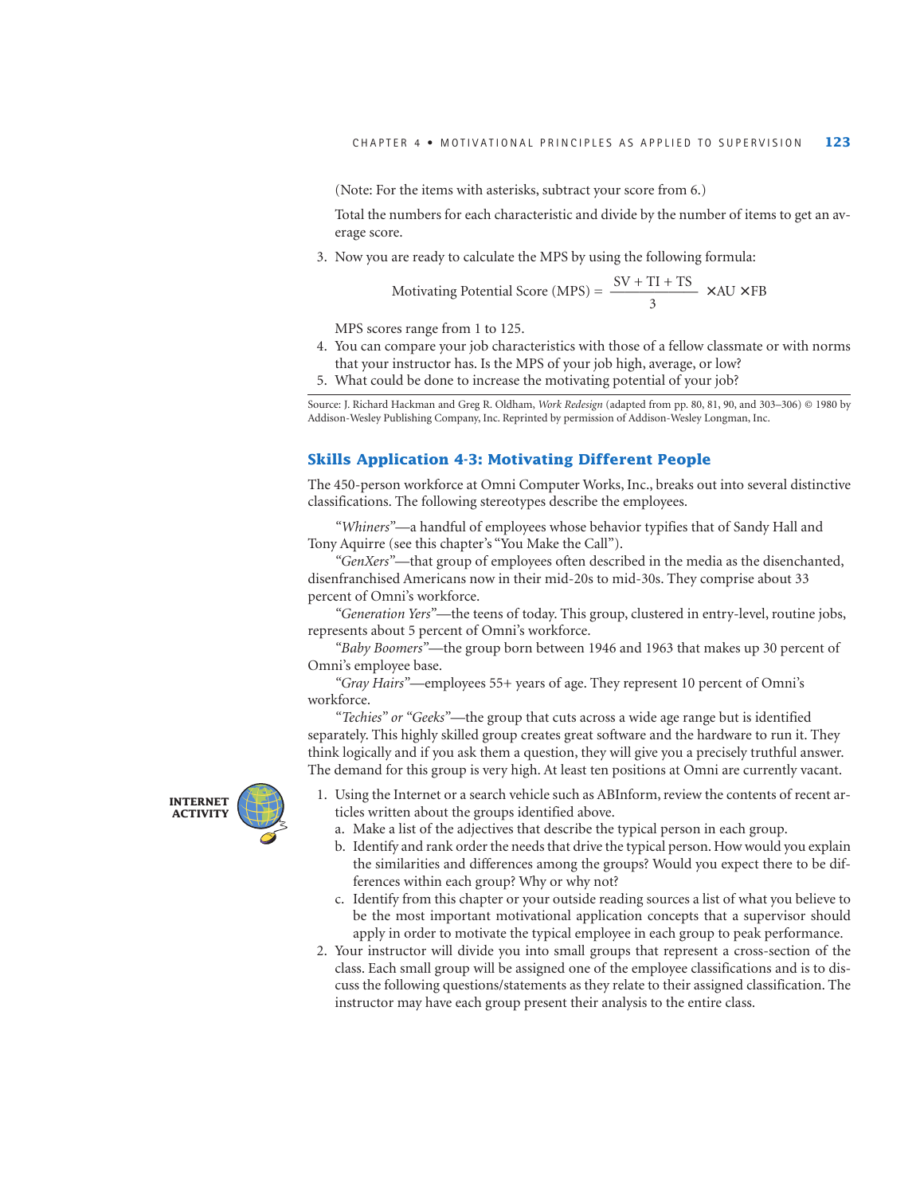(Note: For the items with asterisks, subtract your score from 6.)

Total the numbers for each characteristic and divide by the number of items to get an average score.

3. Now you are ready to calculate the MPS by using the following formula:

$$\text{Motivating Potential Score (MPS)} = \frac{SV + TI + TS}{3} \times AU \times FB$$

MPS scores range from 1 to 125.

4. You can compare your job characteristics with those of a fellow classmate or with norms that your instructor has. Is the MPS of your job high, average, or low?
5. What could be done to increase the motivating potential of your job?

Source: J. Richard Hackman and Greg R. Oldham, *Work Redesign* (adapted from pp. 80, 81, 90, and 303–306) © 1980 by Addison-Wesley Publishing Company, Inc. Reprinted by permission of Addison-Wesley Longman, Inc.

## Skills Application 4-3: Motivating Different People

The 450-person workforce at Omni Computer Works, Inc., breaks out into several distinctive classifications. The following stereotypes describe the employees.

*"Whiners"*—a handful of employees whose behavior typifies that of Sandy Hall and Tony Aquirre (see this chapter's "You Make the Call").

*"GenXers"*—that group of employees often described in the media as the disenchanted, disenfranchised Americans now in their mid-20s to mid-30s. They comprise about 33 percent of Omni's workforce.

*"Generation Yers"*—the teens of today. This group, clustered in entry-level, routine jobs, represents about 5 percent of Omni's workforce.

*"Baby Boomers"*—the group born between 1946 and 1963 that makes up 30 percent of Omni's employee base.

*"Gray Hairs"*—employees 55+ years of age. They represent 10 percent of Omni's workforce.

*"Techies" or "Geeks"*—the group that cuts across a wide age range but is identified separately. This highly skilled group creates great software and the hardware to run it. They think logically and if you ask them a question, they will give you a precisely truthful answer. The demand for this group is very high. At least ten positions at Omni are currently vacant.

INTERNET ACTIVITY

1. Using the Internet or a search vehicle such as ABInform, review the contents of recent articles written about the groups identified above.
   a. Make a list of the adjectives that describe the typical person in each group.
   b. Identify and rank order the needs that drive the typical person. How would you explain the similarities and differences among the groups? Would you expect there to be differences within each group? Why or why not?
   c. Identify from this chapter or your outside reading sources a list of what you believe to be the most important motivational application concepts that a supervisor should apply in order to motivate the typical employee in each group to peak performance.
2. Your instructor will divide you into small groups that represent a cross-section of the class. Each small group will be assigned one of the employee classifications and is to discuss the following questions/statements as they relate to their assigned classification. The instructor may have each group present their analysis to the entire class.